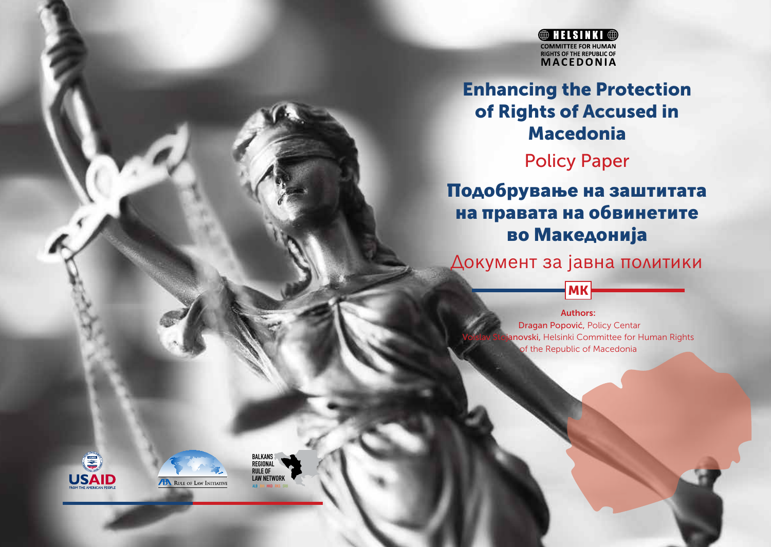HELSINKI COMMITTEE FOR HUMAN RIGHTS OF THE REPUBLIC OF MACEDONIA

# Enhancing the Protection of Rights of Accused in Macedonia

## Policy Paper

# Подобрување на заштитата на правата на обвинетите во Македонија

## Документ за јавна политики

MK

**Authors:**

**Dragan Popović**, Policy Centar

**Voislav Stojanovski**, Helsinki Committee for Human Rights of the Republic of Macedonia

USAID FROM THE AMERICAN PEOPLE

ABA Rule of Law Initiative

BALKANS REGIONAL RULE OF LAW NETWORK

ALB BIH MKD SRB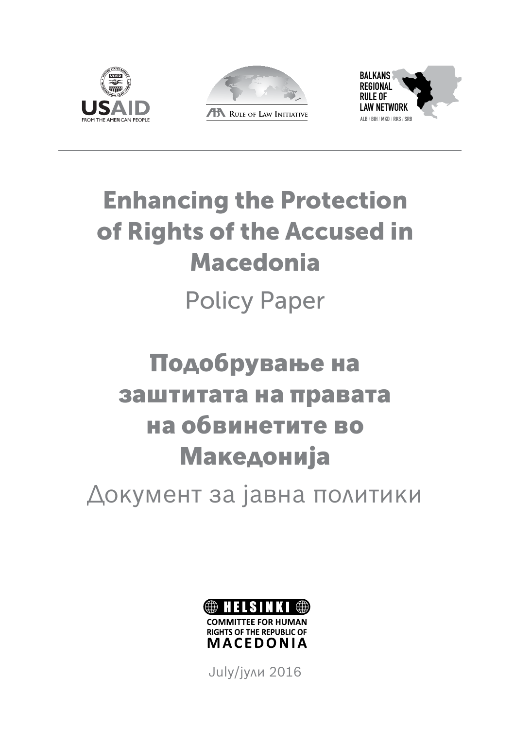USAID
FROM THE AMERICAN PEOPLE

ABA Rule of Law Initiative

BALKANS REGIONAL RULE OF LAW NETWORK
ALB / BIH / MKD / RKS / SRB

# Enhancing the Protection of Rights of the Accused in Macedonia

## Policy Paper

# Подобрување на заштитата на правата на обвинетите во Македонија

## Документ за јавна политики

HELSINKI
COMMITTEE FOR HUMAN RIGHTS OF THE REPUBLIC OF MACEDONIA

July/јули 2016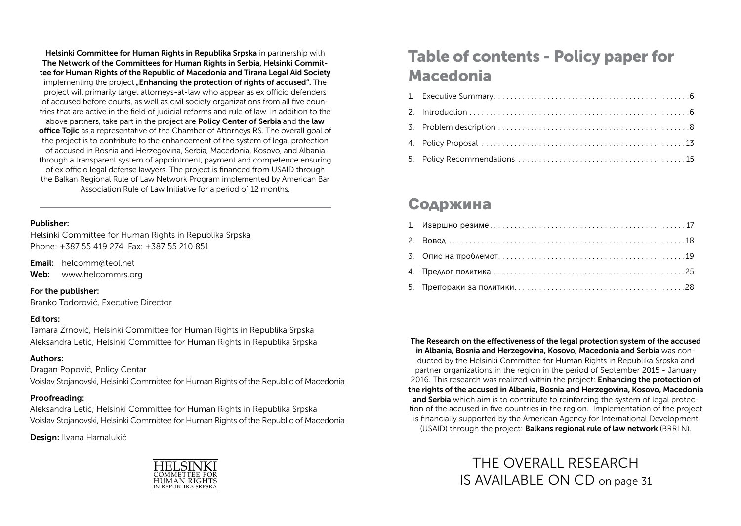**Helsinki Committee for Human Rights in Republika Srpska** in partnership with **The Network of the Committees for Human Rights in Serbia, Helsinki Committee for Human Rights of the Republic of Macedonia and Tirana Legal Aid Society** implementing the project **„Enhancing the protection of rights of accused".** The project will primarily target attorneys-at-law who appear as ex officio defenders of accused before courts, as well as civil society organizations from all five countries that are active in the field of judicial reforms and rule of law. In addition to the above partners, take part in the project are **Policy Center of Serbia** and the **law office Tojic** as a representative of the Chamber of Attorneys RS. The overall goal of the project is to contribute to the enhancement of the system of legal protection of accused in Bosnia and Herzegovina, Serbia, Macedonia, Kosovo, and Albania through a transparent system of appointment, payment and competence ensuring of ex officio legal defense lawyers. The project is financed from USAID through the Balkan Regional Rule of Law Network Program implemented by American Bar Association Rule of Law Initiative for a period of 12 months.

---

**Publisher:**
Helsinki Committee for Human Rights in Republika Srpska
Phone: +387 55 419 274 Fax: +387 55 210 851

**Email:** helcomm@teol.net
**Web:** www.helcommrs.org

**For the publisher:**
Branko Todorović, Executive Director

**Editors:**
Tamara Zrnović, Helsinki Committee for Human Rights in Republika Srpska
Aleksandra Letić, Helsinki Committee for Human Rights in Republika Srpska

**Authors:**
Dragan Popović, Policy Centar
Voislav Stojanovski, Helsinki Committee for Human Rights of the Republic of Macedonia

**Proofreading:**
Aleksandra Letić, Helsinki Committee for Human Rights in Republika Srpska
Voislav Stojanovski, Helsinki Committee for Human Rights of the Republic of Macedonia

**Design:** Ilvana Hamalukić

HELSINKI COMMETTEE FOR HUMAN RIGHTS IN REPUBLIKA SRPSKA

# Table of contents - Policy paper for Macedonia

1. Executive Summary . . . . . . . . . . 6
2. Introduction . . . . . . . . . . 6
3. Problem description . . . . . . . . . . 8
4. Policy Proposal . . . . . . . . . . 13
5. Policy Recommendations . . . . . . . . . . 15

# Содржина

1. Извршно резиме . . . . . . . . . . 17
2. Вовед . . . . . . . . . . 18
3. Опис на проблемот . . . . . . . . . . 19
4. Предлог политика . . . . . . . . . . 25
5. Препораки за политики . . . . . . . . . . 28

**The Research on the effectiveness of the legal protection system of the accused in Albania, Bosnia and Herzegovina, Kosovo, Macedonia and Serbia** was conducted by the Helsinki Committee for Human Rights in Republika Srpska and partner organizations in the region in the period of September 2015 - January 2016. This research was realized within the project: **Enhancing the protection of the rights of the accused in Albania, Bosnia and Herzegovina, Kosovo, Macedonia and Serbia** which aim is to contribute to reinforcing the system of legal protection of the accused in five countries in the region. Implementation of the project is financially supported by the American Agency for International Development (USAID) through the project: **Balkans regional rule of law network** (BRRLN).

THE OVERALL RESEARCH IS AVAILABLE ON CD on page 31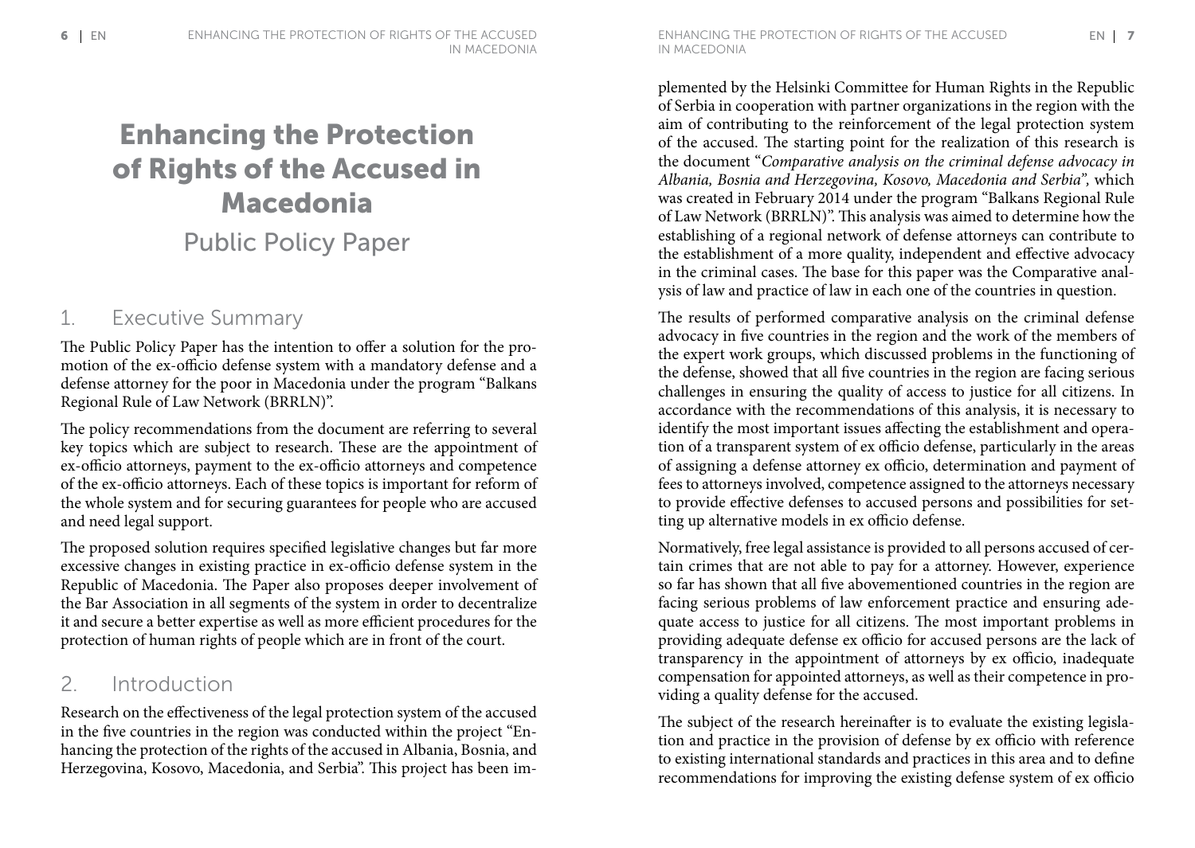# Enhancing the Protection of Rights of the Accused in Macedonia

## Public Policy Paper

## 1. Executive Summary

The Public Policy Paper has the intention to offer a solution for the promotion of the ex-officio defense system with a mandatory defense and a defense attorney for the poor in Macedonia under the program "Balkans Regional Rule of Law Network (BRRLN)".

The policy recommendations from the document are referring to several key topics which are subject to research. These are the appointment of ex-officio attorneys, payment to the ex-officio attorneys and competence of the ex-officio attorneys. Each of these topics is important for reform of the whole system and for securing guarantees for people who are accused and need legal support.

The proposed solution requires specified legislative changes but far more excessive changes in existing practice in ex-officio defense system in the Republic of Macedonia. The Paper also proposes deeper involvement of the Bar Association in all segments of the system in order to decentralize it and secure a better expertise as well as more efficient procedures for the protection of human rights of people which are in front of the court.

## 2. Introduction

Research on the effectiveness of the legal protection system of the accused in the five countries in the region was conducted within the project "Enhancing the protection of the rights of the accused in Albania, Bosnia, and Herzegovina, Kosovo, Macedonia, and Serbia". This project has been implemented by the Helsinki Committee for Human Rights in the Republic of Serbia in cooperation with partner organizations in the region with the aim of contributing to the reinforcement of the legal protection system of the accused. The starting point for the realization of this research is the document "*Comparative analysis on the criminal defense advocacy in Albania, Bosnia and Herzegovina, Kosovo, Macedonia and Serbia",* which was created in February 2014 under the program "Balkans Regional Rule of Law Network (BRRLN)". This analysis was aimed to determine how the establishing of a regional network of defense attorneys can contribute to the establishment of a more quality, independent and effective advocacy in the criminal cases. The base for this paper was the Comparative analysis of law and practice of law in each one of the countries in question.

The results of performed comparative analysis on the criminal defense advocacy in five countries in the region and the work of the members of the expert work groups, which discussed problems in the functioning of the defense, showed that all five countries in the region are facing serious challenges in ensuring the quality of access to justice for all citizens. In accordance with the recommendations of this analysis, it is necessary to identify the most important issues affecting the establishment and operation of a transparent system of ex officio defense, particularly in the areas of assigning a defense attorney ex officio, determination and payment of fees to attorneys involved, competence assigned to the attorneys necessary to provide effective defenses to accused persons and possibilities for setting up alternative models in ex officio defense.

Normatively, free legal assistance is provided to all persons accused of certain crimes that are not able to pay for a attorney. However, experience so far has shown that all five abovementioned countries in the region are facing serious problems of law enforcement practice and ensuring adequate access to justice for all citizens. The most important problems in providing adequate defense ex officio for accused persons are the lack of transparency in the appointment of attorneys by ex officio, inadequate compensation for appointed attorneys, as well as their competence in providing a quality defense for the accused.

The subject of the research hereinafter is to evaluate the existing legislation and practice in the provision of defense by ex officio with reference to existing international standards and practices in this area and to define recommendations for improving the existing defense system of ex officio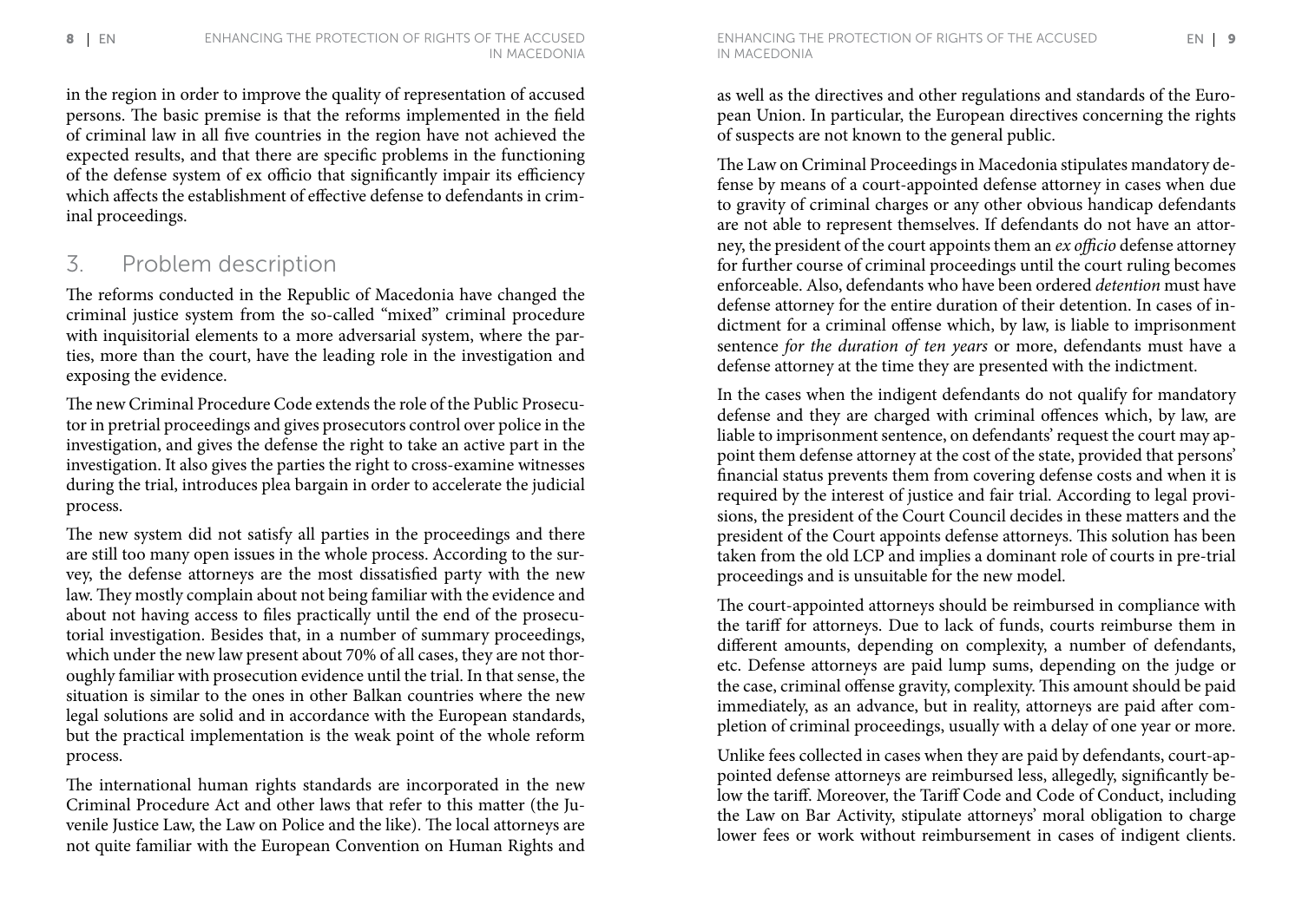in the region in order to improve the quality of representation of accused persons. The basic premise is that the reforms implemented in the field of criminal law in all five countries in the region have not achieved the expected results, and that there are specific problems in the functioning of the defense system of ex officio that significantly impair its efficiency which affects the establishment of effective defense to defendants in criminal proceedings.

## 3. Problem description

The reforms conducted in the Republic of Macedonia have changed the criminal justice system from the so-called "mixed" criminal procedure with inquisitorial elements to a more adversarial system, where the parties, more than the court, have the leading role in the investigation and exposing the evidence.

The new Criminal Procedure Code extends the role of the Public Prosecutor in pretrial proceedings and gives prosecutors control over police in the investigation, and gives the defense the right to take an active part in the investigation. It also gives the parties the right to cross-examine witnesses during the trial, introduces plea bargain in order to accelerate the judicial process.

The new system did not satisfy all parties in the proceedings and there are still too many open issues in the whole process. According to the survey, the defense attorneys are the most dissatisfied party with the new law. They mostly complain about not being familiar with the evidence and about not having access to files practically until the end of the prosecutorial investigation. Besides that, in a number of summary proceedings, which under the new law present about 70% of all cases, they are not thoroughly familiar with prosecution evidence until the trial. In that sense, the situation is similar to the ones in other Balkan countries where the new legal solutions are solid and in accordance with the European standards, but the practical implementation is the weak point of the whole reform process.

The international human rights standards are incorporated in the new Criminal Procedure Act and other laws that refer to this matter (the Juvenile Justice Law, the Law on Police and the like). The local attorneys are not quite familiar with the European Convention on Human Rights and as well as the directives and other regulations and standards of the European Union. In particular, the European directives concerning the rights of suspects are not known to the general public.

The Law on Criminal Proceedings in Macedonia stipulates mandatory defense by means of a court-appointed defense attorney in cases when due to gravity of criminal charges or any other obvious handicap defendants are not able to represent themselves. If defendants do not have an attorney, the president of the court appoints them an *ex officio* defense attorney for further course of criminal proceedings until the court ruling becomes enforceable. Also, defendants who have been ordered *detention* must have defense attorney for the entire duration of their detention. In cases of indictment for a criminal offense which, by law, is liable to imprisonment sentence *for the duration of ten years* or more, defendants must have a defense attorney at the time they are presented with the indictment.

In the cases when the indigent defendants do not qualify for mandatory defense and they are charged with criminal offences which, by law, are liable to imprisonment sentence, on defendants' request the court may appoint them defense attorney at the cost of the state, provided that persons' financial status prevents them from covering defense costs and when it is required by the interest of justice and fair trial. According to legal provisions, the president of the Court Council decides in these matters and the president of the Court appoints defense attorneys. This solution has been taken from the old LCP and implies a dominant role of courts in pre-trial proceedings and is unsuitable for the new model.

The court-appointed attorneys should be reimbursed in compliance with the tariff for attorneys. Due to lack of funds, courts reimburse them in different amounts, depending on complexity, a number of defendants, etc. Defense attorneys are paid lump sums, depending on the judge or the case, criminal offense gravity, complexity. This amount should be paid immediately, as an advance, but in reality, attorneys are paid after completion of criminal proceedings, usually with a delay of one year or more.

Unlike fees collected in cases when they are paid by defendants, court-appointed defense attorneys are reimbursed less, allegedly, significantly below the tariff. Moreover, the Tariff Code and Code of Conduct, including the Law on Bar Activity, stipulate attorneys' moral obligation to charge lower fees or work without reimbursement in cases of indigent clients.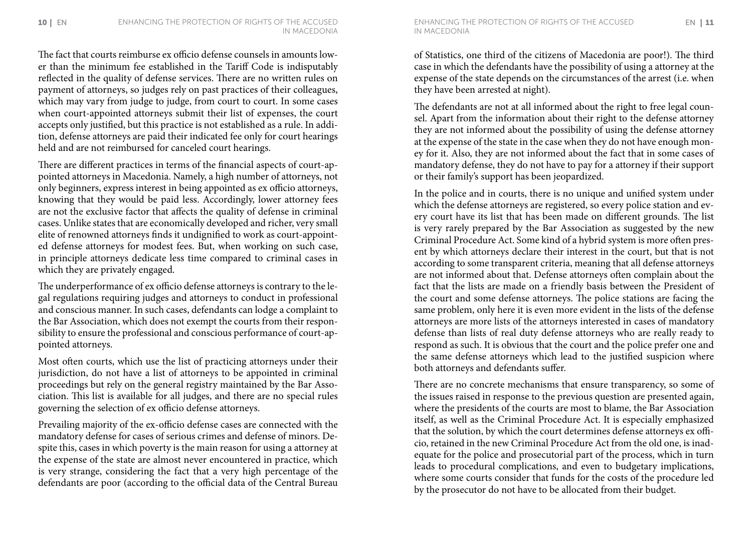The fact that courts reimburse ex officio defense counsels in amounts lower than the minimum fee established in the Tariff Code is indisputably reflected in the quality of defense services. There are no written rules on payment of attorneys, so judges rely on past practices of their colleagues, which may vary from judge to judge, from court to court. In some cases when court-appointed attorneys submit their list of expenses, the court accepts only justified, but this practice is not established as a rule. In addition, defense attorneys are paid their indicated fee only for court hearings held and are not reimbursed for canceled court hearings.

There are different practices in terms of the financial aspects of court-appointed attorneys in Macedonia. Namely, a high number of attorneys, not only beginners, express interest in being appointed as ex officio attorneys, knowing that they would be paid less. Accordingly, lower attorney fees are not the exclusive factor that affects the quality of defense in criminal cases. Unlike states that are economically developed and richer, very small elite of renowned attorneys finds it undignified to work as court-appointed defense attorneys for modest fees. But, when working on such case, in principle attorneys dedicate less time compared to criminal cases in which they are privately engaged.

The underperformance of ex officio defense attorneys is contrary to the legal regulations requiring judges and attorneys to conduct in professional and conscious manner. In such cases, defendants can lodge a complaint to the Bar Association, which does not exempt the courts from their responsibility to ensure the professional and conscious performance of court-appointed attorneys.

Most often courts, which use the list of practicing attorneys under their jurisdiction, do not have a list of attorneys to be appointed in criminal proceedings but rely on the general registry maintained by the Bar Association. This list is available for all judges, and there are no special rules governing the selection of ex officio defense attorneys.

Prevailing majority of the ex-officio defense cases are connected with the mandatory defense for cases of serious crimes and defense of minors. Despite this, cases in which poverty is the main reason for using a attorney at the expense of the state are almost never encountered in practice, which is very strange, considering the fact that a very high percentage of the defendants are poor (according to the official data of the Central Bureau of Statistics, one third of the citizens of Macedonia are poor!). The third case in which the defendants have the possibility of using a attorney at the expense of the state depends on the circumstances of the arrest (i.e. when they have been arrested at night).

The defendants are not at all informed about the right to free legal counsel. Apart from the information about their right to the defense attorney they are not informed about the possibility of using the defense attorney at the expense of the state in the case when they do not have enough money for it. Also, they are not informed about the fact that in some cases of mandatory defense, they do not have to pay for a attorney if their support or their family's support has been jeopardized.

In the police and in courts, there is no unique and unified system under which the defense attorneys are registered, so every police station and every court have its list that has been made on different grounds. The list is very rarely prepared by the Bar Association as suggested by the new Criminal Procedure Act. Some kind of a hybrid system is more often present by which attorneys declare their interest in the court, but that is not according to some transparent criteria, meaning that all defense attorneys are not informed about that. Defense attorneys often complain about the fact that the lists are made on a friendly basis between the President of the court and some defense attorneys. The police stations are facing the same problem, only here it is even more evident in the lists of the defense attorneys are more lists of the attorneys interested in cases of mandatory defense than lists of real duty defense attorneys who are really ready to respond as such. It is obvious that the court and the police prefer one and the same defense attorneys which lead to the justified suspicion where both attorneys and defendants suffer.

There are no concrete mechanisms that ensure transparency, so some of the issues raised in response to the previous question are presented again, where the presidents of the courts are most to blame, the Bar Association itself, as well as the Criminal Procedure Act. It is especially emphasized that the solution, by which the court determines defense attorneys ex officio, retained in the new Criminal Procedure Act from the old one, is inadequate for the police and prosecutorial part of the process, which in turn leads to procedural complications, and even to budgetary implications, where some courts consider that funds for the costs of the procedure led by the prosecutor do not have to be allocated from their budget.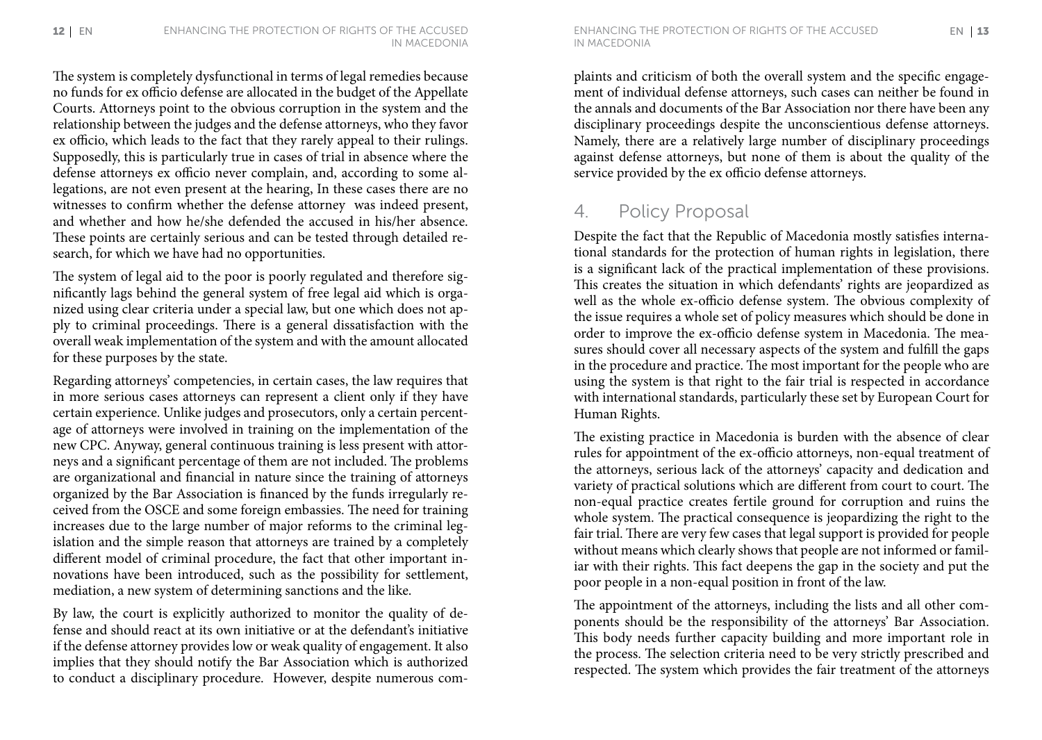The system is completely dysfunctional in terms of legal remedies because no funds for ex officio defense are allocated in the budget of the Appellate Courts. Attorneys point to the obvious corruption in the system and the relationship between the judges and the defense attorneys, who they favor ex officio, which leads to the fact that they rarely appeal to their rulings. Supposedly, this is particularly true in cases of trial in absence where the defense attorneys ex officio never complain, and, according to some allegations, are not even present at the hearing, In these cases there are no witnesses to confirm whether the defense attorney was indeed present, and whether and how he/she defended the accused in his/her absence. These points are certainly serious and can be tested through detailed research, for which we have had no opportunities.

The system of legal aid to the poor is poorly regulated and therefore significantly lags behind the general system of free legal aid which is organized using clear criteria under a special law, but one which does not apply to criminal proceedings. There is a general dissatisfaction with the overall weak implementation of the system and with the amount allocated for these purposes by the state.

Regarding attorneys' competencies, in certain cases, the law requires that in more serious cases attorneys can represent a client only if they have certain experience. Unlike judges and prosecutors, only a certain percentage of attorneys were involved in training on the implementation of the new CPC. Anyway, general continuous training is less present with attorneys and a significant percentage of them are not included. The problems are organizational and financial in nature since the training of attorneys organized by the Bar Association is financed by the funds irregularly received from the OSCE and some foreign embassies. The need for training increases due to the large number of major reforms to the criminal legislation and the simple reason that attorneys are trained by a completely different model of criminal procedure, the fact that other important innovations have been introduced, such as the possibility for settlement, mediation, a new system of determining sanctions and the like.

By law, the court is explicitly authorized to monitor the quality of defense and should react at its own initiative or at the defendant's initiative if the defense attorney provides low or weak quality of engagement. It also implies that they should notify the Bar Association which is authorized to conduct a disciplinary procedure. However, despite numerous complaints and criticism of both the overall system and the specific engagement of individual defense attorneys, such cases can neither be found in the annals and documents of the Bar Association nor there have been any disciplinary proceedings despite the unconscientious defense attorneys. Namely, there are a relatively large number of disciplinary proceedings against defense attorneys, but none of them is about the quality of the service provided by the ex officio defense attorneys.

## 4. Policy Proposal

Despite the fact that the Republic of Macedonia mostly satisfies international standards for the protection of human rights in legislation, there is a significant lack of the practical implementation of these provisions. This creates the situation in which defendants' rights are jeopardized as well as the whole ex-officio defense system. The obvious complexity of the issue requires a whole set of policy measures which should be done in order to improve the ex-officio defense system in Macedonia. The measures should cover all necessary aspects of the system and fulfill the gaps in the procedure and practice. The most important for the people who are using the system is that right to the fair trial is respected in accordance with international standards, particularly these set by European Court for Human Rights.

The existing practice in Macedonia is burden with the absence of clear rules for appointment of the ex-officio attorneys, non-equal treatment of the attorneys, serious lack of the attorneys' capacity and dedication and variety of practical solutions which are different from court to court. The non-equal practice creates fertile ground for corruption and ruins the whole system. The practical consequence is jeopardizing the right to the fair trial. There are very few cases that legal support is provided for people without means which clearly shows that people are not informed or familiar with their rights. This fact deepens the gap in the society and put the poor people in a non-equal position in front of the law.

The appointment of the attorneys, including the lists and all other components should be the responsibility of the attorneys' Bar Association. This body needs further capacity building and more important role in the process. The selection criteria need to be very strictly prescribed and respected. The system which provides the fair treatment of the attorneys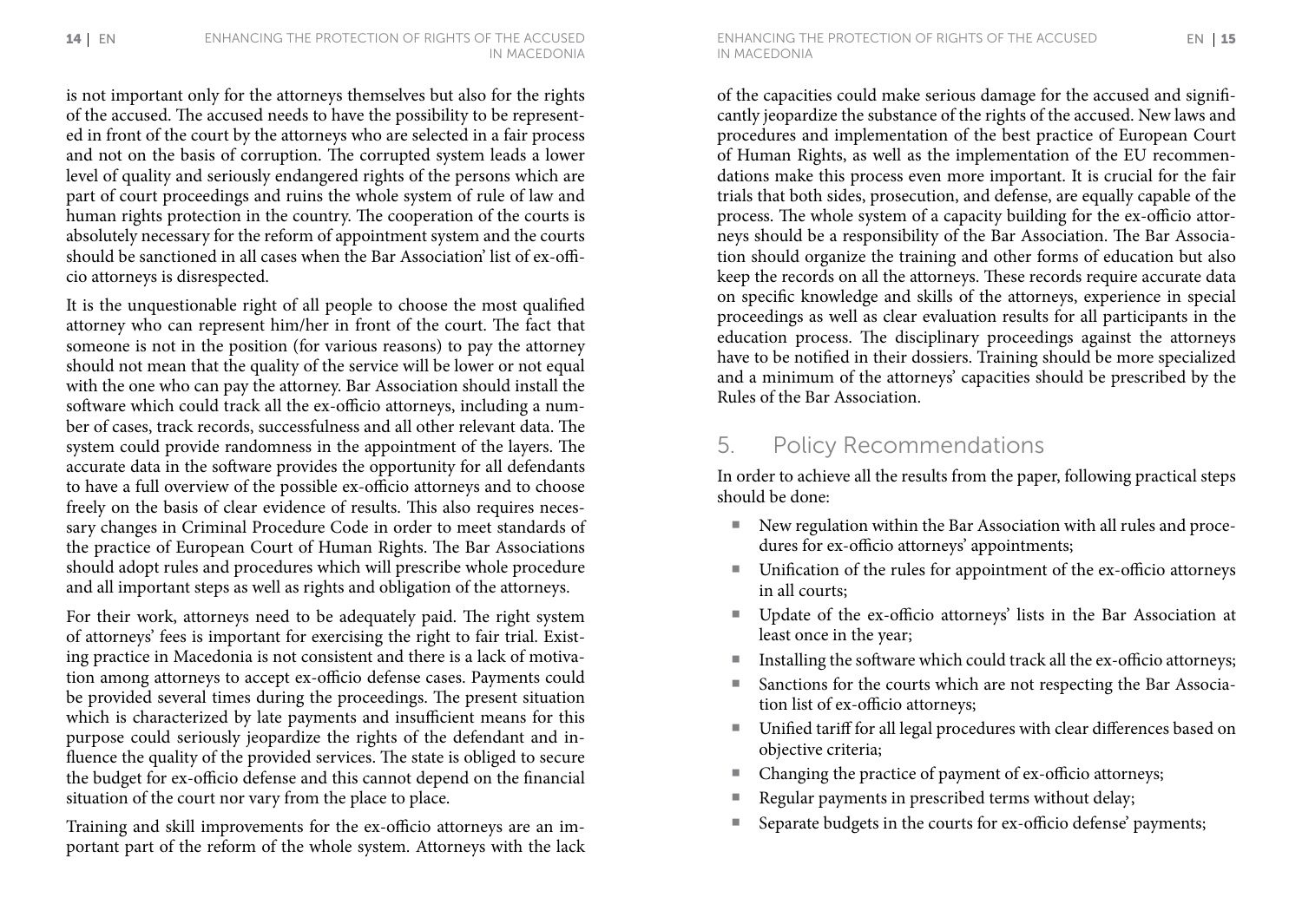is not important only for the attorneys themselves but also for the rights of the accused. The accused needs to have the possibility to be represented in front of the court by the attorneys who are selected in a fair process and not on the basis of corruption. The corrupted system leads a lower level of quality and seriously endangered rights of the persons which are part of court proceedings and ruins the whole system of rule of law and human rights protection in the country. The cooperation of the courts is absolutely necessary for the reform of appointment system and the courts should be sanctioned in all cases when the Bar Association' list of ex-officio attorneys is disrespected.

It is the unquestionable right of all people to choose the most qualified attorney who can represent him/her in front of the court. The fact that someone is not in the position (for various reasons) to pay the attorney should not mean that the quality of the service will be lower or not equal with the one who can pay the attorney. Bar Association should install the software which could track all the ex-officio attorneys, including a number of cases, track records, successfulness and all other relevant data. The system could provide randomness in the appointment of the layers. The accurate data in the software provides the opportunity for all defendants to have a full overview of the possible ex-officio attorneys and to choose freely on the basis of clear evidence of results. This also requires necessary changes in Criminal Procedure Code in order to meet standards of the practice of European Court of Human Rights. The Bar Associations should adopt rules and procedures which will prescribe whole procedure and all important steps as well as rights and obligation of the attorneys.

For their work, attorneys need to be adequately paid. The right system of attorneys' fees is important for exercising the right to fair trial. Existing practice in Macedonia is not consistent and there is a lack of motivation among attorneys to accept ex-officio defense cases. Payments could be provided several times during the proceedings. The present situation which is characterized by late payments and insufficient means for this purpose could seriously jeopardize the rights of the defendant and influence the quality of the provided services. The state is obliged to secure the budget for ex-officio defense and this cannot depend on the financial situation of the court nor vary from the place to place.

Training and skill improvements for the ex-officio attorneys are an important part of the reform of the whole system. Attorneys with the lack of the capacities could make serious damage for the accused and significantly jeopardize the substance of the rights of the accused. New laws and procedures and implementation of the best practice of European Court of Human Rights, as well as the implementation of the EU recommendations make this process even more important. It is crucial for the fair trials that both sides, prosecution, and defense, are equally capable of the process. The whole system of a capacity building for the ex-officio attorneys should be a responsibility of the Bar Association. The Bar Association should organize the training and other forms of education but also keep the records on all the attorneys. These records require accurate data on specific knowledge and skills of the attorneys, experience in special proceedings as well as clear evaluation results for all participants in the education process. The disciplinary proceedings against the attorneys have to be notified in their dossiers. Training should be more specialized and a minimum of the attorneys' capacities should be prescribed by the Rules of the Bar Association.

## 5. Policy Recommendations

In order to achieve all the results from the paper, following practical steps should be done:

- New regulation within the Bar Association with all rules and procedures for ex-officio attorneys' appointments;
- Unification of the rules for appointment of the ex-officio attorneys in all courts;
- Update of the ex-officio attorneys' lists in the Bar Association at least once in the year;
- Installing the software which could track all the ex-officio attorneys;
- Sanctions for the courts which are not respecting the Bar Association list of ex-officio attorneys;
- Unified tariff for all legal procedures with clear differences based on objective criteria;
- Changing the practice of payment of ex-officio attorneys;
- Regular payments in prescribed terms without delay;
- Separate budgets in the courts for ex-officio defense' payments;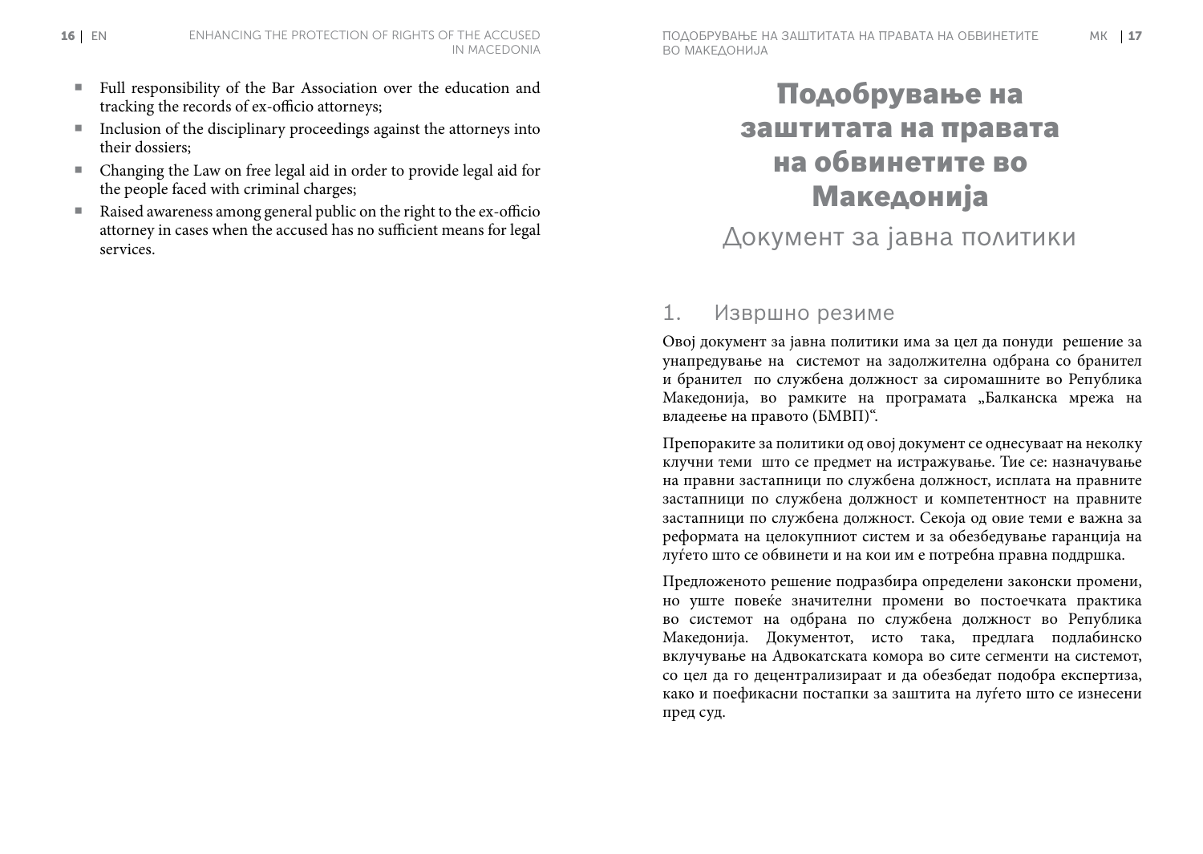- Full responsibility of the Bar Association over the education and tracking the records of ex-officio attorneys;
- Inclusion of the disciplinary proceedings against the attorneys into their dossiers;
- Changing the Law on free legal aid in order to provide legal aid for the people faced with criminal charges;
- Raised awareness among general public on the right to the ex-officio attorney in cases when the accused has no sufficient means for legal services.

# Подобрување на заштитата на правата на обвинетите во Македонија

Документ за јавна политики

## 1. Извршно резиме

Овој документ за јавна политики има за цел да понуди решение за унапредување на системот на задолжителна одбрана со бранител и бранител по службена должност за сиромашните во Република Македонија, во рамките на програмата „Балканска мрежа на владеење на правото (БМВП)".

Препораките за политики од овој документ се однесуваат на неколку клучни теми што се предмет на истражување. Тие се: назначување на правни застапници по службена должност, исплата на правните застапници по службена должност и компетентност на правните застапници по службена должност. Секоја од овие теми е важна за реформата на целокупниот систем и за обезбедување гаранција на луѓето што се обвинети и на кои им е потребна правна поддршка.

Предложеното решение подразбира определени законски промени, но уште повеќе значителни промени во постоечката практика во системот на одбрана по службена должност во Република Македонија. Документот, исто така, предлага подлабинско вклучување на Адвокатската комора во сите сегменти на системот, со цел да го децентрализираат и да обезбедат подобра експертиза, како и поефикасни постапки за заштита на луѓето што се изнесени пред суд.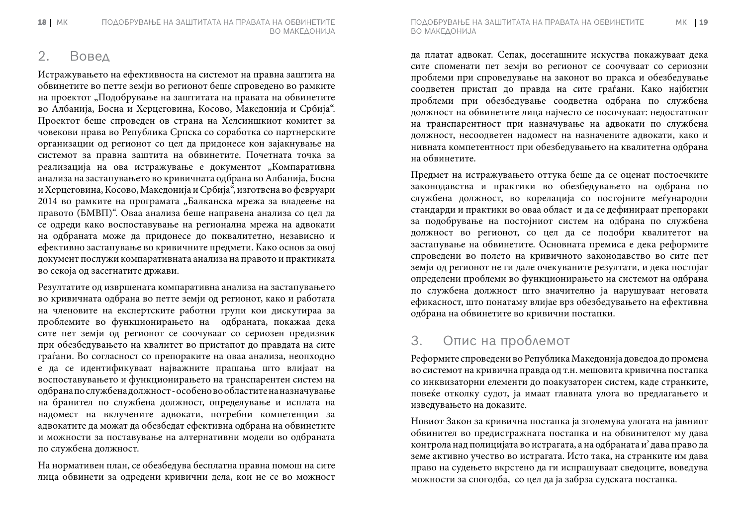## 2. Вовед

Истражувањето на ефективноста на системот на правна заштита на обвинетите во петте земји во регионот беше спроведено во рамките на проектот „Подобрување на заштитата на правата на обвинетите во Албанија, Босна и Херцеговина, Косово, Македонија и Србија". Проектот беше спроведен ов страна на Хелсиншкиот комитет за човекови права во Република Српска со соработка со партнерските организации од регионот со цел да придонесе кон зајакнување на системот за правна заштита на обвинетите. Почетната точка за реализација на ова истражување е документот „Компаративна анализа на застапувањето во кривичната одбрана во Албанија, Босна и Херцеговина, Косово, Македонија и Србија", изготвена во февруари 2014 во рамките на програмата „Балканска мрежа за владеење на правото (БМВП)". Оваа анализа беше направена анализа со цел да се одреди како воспоставување на регионална мрежа на адвокати на одбраната може да придонесе до поквалитетно, независно и ефективно застапување во кривичните предмети. Како основ за овој документ послужи компаративната анализа на правото и практиката во секоја од засегнатите држави.

Резултатите од извршената компаративна анализа на застапувањето во кривичната одбрана во петте земји од регионот, како и работата на членовите на експертските работни групи кои дискутираа за проблемите во функционирањето на одбраната, покажаа дека сите пет земји од регионот се соочуваат со сериозен предизвик при обезбедувањето на квалитет во пристапот до правдата на сите граѓани. Во согласност со препораките на оваа анализа, неопходно е да се идентификуваат најважните прашања што влијаат на воспоставувањето и функционирањето на транспарентен систем на одбрана по службена должност - особено во областите на назначување на бранител по службена должност, определување и исплата на надомест на вклучените адвокати, потребни компетенции за адвокатите да можат да обезбедат ефективна одбрана на обвинетите и можности за поставување на алтернативни модели во одбраната по службена должност.

На нормативен план, се обезбедува бесплатна правна помош на сите лица обвинети за одредени кривични дела, кои не се во можност да платат адвокат. Сепак, досегашните искуства покажуваат дека сите споменати пет земји во регионот се соочуваат со сериозни проблеми при спроведување на законот во пракса и обезбедување соодветен пристап до правда на сите граѓани. Како најбитни проблеми при обезбедување соодветна одбрана по службена должност на обвинетите лица најчесто се посочуваат: недостатокот на транспарентност при назначување на адвокати по службена должност, несоодветен надомест на назначените адвокати, како и нивната компетентност при обезбедувањето на квалитетна одбрана на обвинетите.

Предмет на истражувањето оттука беше да се оценат постоечките законодавства и практики во обезбедувањето на одбрана по службена должност, во корелација со постојните меѓународни стандарди и практики во оваа област и да се дефинираат препораки за подобрување на постојниот систем на одбрана по службена должност во регионот, со цел да се подобри квалитетот на застапување на обвинетите. Основната премиса е дека реформите спроведени во полето на кривичното законодавство во сите пет земји од регионот не ги дале очекуваните резултати, и дека постојат определени проблеми во функционирањето на системот на одбрана по службена должност што значително ја нарушуваат неговата ефикасност, што понатаму влијае врз обезбедувањето на ефективна одбрана на обвинетите во кривични постапки.

## 3. Опис на проблемот

Реформите спроведени во Република Македонија доведоа до промена во системот на кривична правда од т.н. мешовита кривична постапка со инквизаторни елементи до поакузаторен систем, каде странките, повеќе отколку судот, ја имаат главната улога во предлагањето и изведувањето на доказите.

Новиот Закон за кривична постапка ја зголемува улогата на јавниот обвинител во предистражната постапка и на обвинителот му дава контрола над полицијата во истрагата, а на одбраната и' дава право да земе активно учество во истрагата. Исто така, на странките им дава право на судењето вкрстено да ги испрашуваат сведоците, воведува можности за спогодба, со цел да ја забрза судската постапка.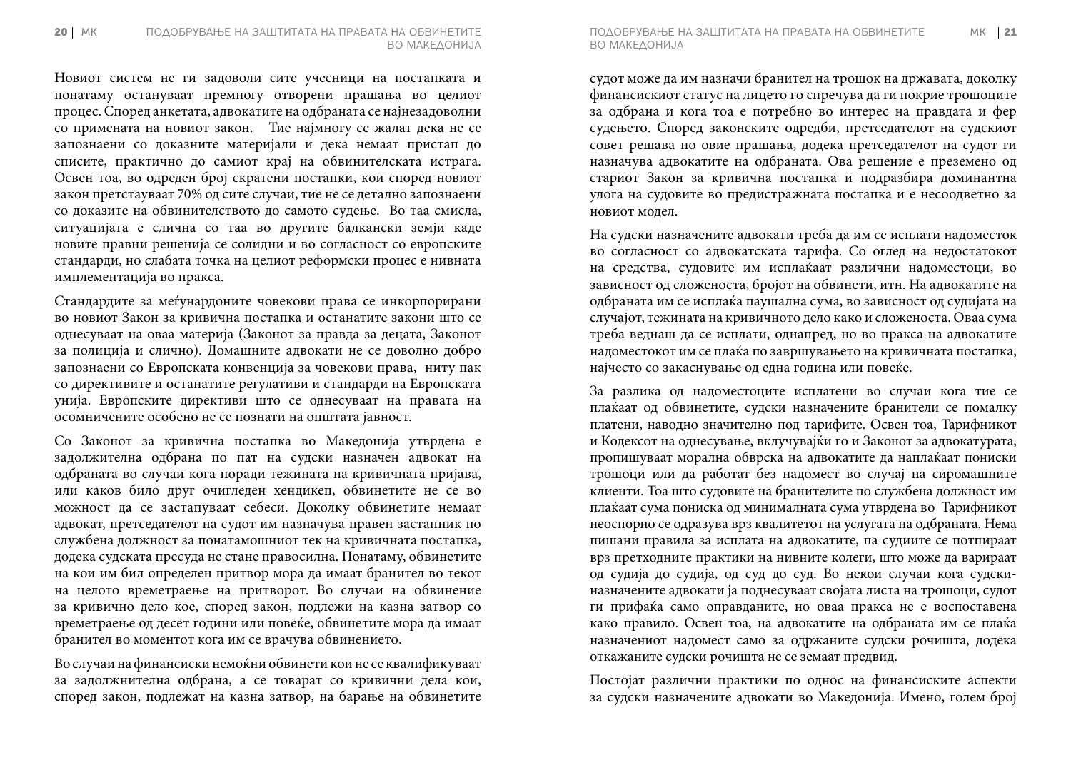Новиот систем не ги задоволи сите учесници на постапката и понатаму остануваат премногу отворени прашања во целиот процес. Според анкетата, адвокатите на одбраната се најнезадоволни со примената на новиот закон. Тие најмногу се жалат дека не се запознаени со доказните материјали и дека немаат пристап до списите, практично до самиот крај на обвинителската истрага. Освен тоа, во одреден број скратени постапки, кои според новиот закон претставуваат 70% од сите случаи, тие не се детално запознаени со доказите на обвинителството до самото судење. Во таа смисла, ситуацијата е слична со таа во другите балкански земји каде новите правни решенија се солидни и во согласност со европските стандарди, но слабата точка на целиот реформски процес е нивната имплементација во пракса.

Стандардите за меѓунардоните човекови права се инкорпорирани во новиот Закон за кривична постапка и останатите закони што се однесуваат на оваа материја (Законот за правда за децата, Законот за полиција и слично). Домашните адвокати не се доволно добро запознаени со Европската конвенција за човекови права, ниту пак со директивите и останатите регулативи и стандарди на Европската унија. Европските директиви што се однесуваат на правата на осомничените особено не се познати на општата јавност.

Со Законот за кривична постапка во Македонија утврдена е задолжителна одбрана по пат на судски назначен адвокат на одбраната во случаи кога поради тежината на кривичната пријава, или каков било друг очигледен хендикеп, обвинетите не се во можност да се застапуваат себеси. Доколку обвинетите немаат адвокат, претседателот на судот им назначува правен застапник по службена должност за понатамошниот тек на кривичната постапка, додека судската пресуда не стане правосилна. Понатаму, обвинетите на кои им бил определен притвор мора да имаат бранител во текот на целото времетраење на притворот. Во случаи на обвинение за кривично дело кое, според закон, подлежи на казна затвор со времетраење од десет години или повеќе, обвинетите мора да имаат бранител во моментот кога им се врачува обвинението.

Во случаи на финансиски немоќни обвинети кои не се квалификуваат за задолжнителна одбрана, а се товарат со кривични дела кои, според закон, подлежат на казна затвор, на барање на обвинетите судот може да им назначи бранител на трошок на државата, доколку финансискиот статус на лицето го спречува да ги покрие трошоците за одбрана и кога тоа е потребно во интерес на правдата и фер судењето. Според законските одредби, претседателот на судскиот совет решава по овие прашања, додека претседателот на судот ги назначува адвокатите на одбраната. Ова решение е преземено од стариот Закон за кривична постапка и подразбира доминантна улога на судовите во предистражната постапка и е несоодветно за новиот модел.

На судски назначените адвокати треба да им се исплати надоместок во согласност со адвокатската тарифа. Со оглед на недостатокот на средства, судовите им исплаќаат различни надоместоци, во зависност од сложеноста, бројот на обвинети, итн. На адвокатите на одбраната им се исплаќа паушална сума, во зависност од судијата на случајот, тежината на кривичното дело како и сложеноста. Оваа сума треба веднаш да се исплати, однапред, но во пракса на адвокатите надоместокот им се плаќа по завршувањето на кривичната постапка, најчесто со закаснување од една година или повеќе.

За разлика од надоместоците исплатени во случаи кога тие се плаќаат од обвинетите, судски назначените бранители се помалку платени, наводно значително под тарифите. Освен тоа, Тарифникот и Кодексот на однесување, вклучувајќи го и Законот за адвокатурата, пропишуваат морална обврска на адвокатите да наплаќаат пониски трошоци или да работат без надомест во случај на сиромашните клиенти. Тоа што судовите на бранителите по службена должност им плаќаат сума пониска од минималната сума утврдена во Тарифникот неоспорно се одразува врз квалитетот на услугата на одбраната. Нема пишани правила за исплата на адвокатите, па судиите се потпираат врз претходните практики на нивните колеги, што може да варираат од судија до судија, од суд до суд. Во некои случаи кога судски-назначените адвокати ја поднесуваат својата листа на трошоци, судот ги прифаќа само оправданите, но оваа пракса не е воспоставена како правило. Освен тоа, на адвокатите на одбраната им се плаќа назначениот надомест само за одржаните судски рочишта, додека откажаните судски рочишта не се земаат предвид.

Постојат различни практики по однос на финансиските аспекти за судски назначените адвокати во Македонија. Имено, голем број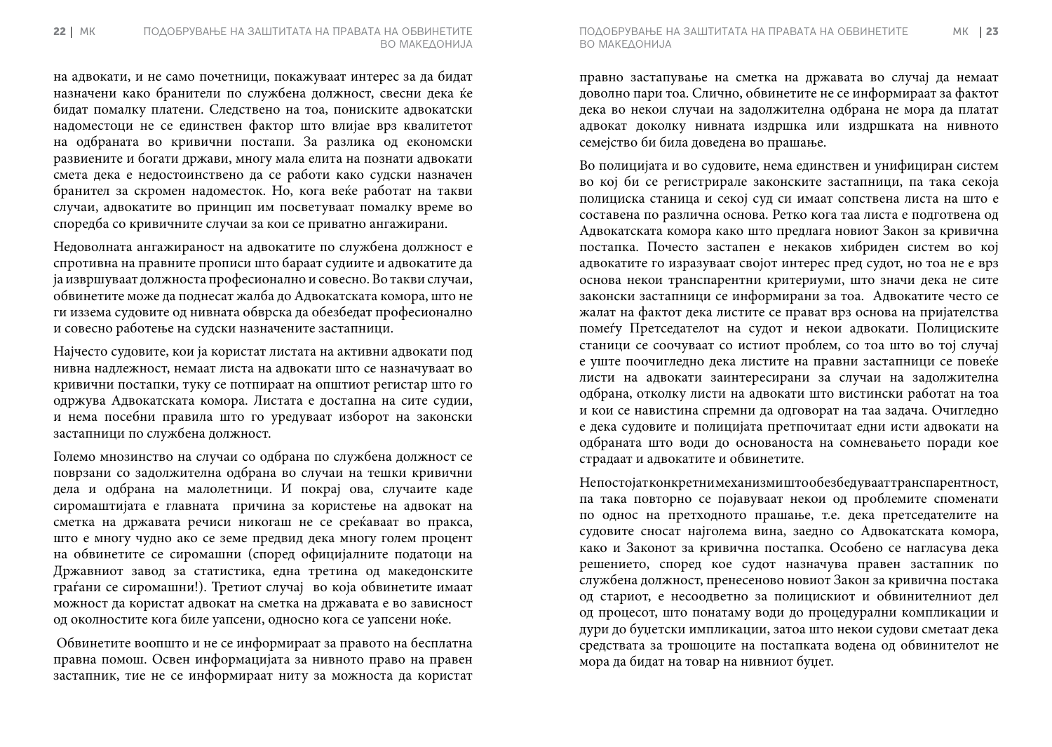на адвокати, и не само почетници, покажуваат интерес за да бидат назначени како бранители по службена должност, свесни дека ќе бидат помалку платени. Следствено на тоа, пониските адвокатски надоместоци не се единствен фактор што влијае врз квалитетот на одбраната во кривични постапи. За разлика од економски развиените и богати држави, многу мала елита на познати адвокати смета дека е недостоинствено да се работи како судски назначен бранител за скромен надоместок. Но, кога веќе работат на такви случаи, адвокатите во принцип им посветуваат помалку време во споредба со кривичните случаи за кои се приватно ангажирани.

Недоволната ангажираност на адвокатите по службена должност е спротивна на правните прописи што бараат судиите и адвокатите да ја извршуваат должноста професионално и совесно. Во такви случаи, обвинетите може да поднесат жалба до Адвокатската комора, што не ги иззема судовите од нивната обврска да обезбедат професионално и совесно работење на судски назначените застапници.

Најчесто судовите, кои ја користат листата на активни адвокати под нивна надлежност, немаат листа на адвокати што се назначуваат во кривични постапки, туку се потпираат на општиот регистар што го одржува Адвокатската комора. Листата е достапна на сите судии, и нема посебни правила што го уредуваат изборот на законски застапници по службена должност.

Големо мнозинство на случаи со одбрана по службена должност се поврзани со задолжителна одбрана во случаи на тешки кривични дела и одбрана на малолетници. И покрај ова, случаите каде сиромаштијата е главната причина за користење на адвокат на сметка на државата речиси никогаш не се среќаваат во пракса, што е многу чудно ако се земе предвид дека многу голем процент на обвинетите се сиромашни (според официјалните податоци на Државниот завод за статистика, една третина од македонските граѓани се сиромашни!). Третиот случај во која обвинетите имаат можност да користат адвокат на сметка на државата е во зависност од околностите кога биле уапсени, односно кога се уапсени ноќе.

Обвинетите воопшто и не се информираат за правото на бесплатна правна помош. Освен информацијата за нивното право на правен застапник, тие не се информираат ниту за можноста да користат правно застапување на сметка на државата во случај да немаат доволно пари тоа. Слично, обвинетите не се информираат за фактот дека во некои случаи на задолжителна одбрана не мора да платат адвокат доколку нивната издршка или издршката на нивното семејство би била доведена во прашање.

Во полицијата и во судовите, нема единствен и унифициран систем во кој би се регистрирале законските застапници, па така секоја полициска станица и секој суд си имаат сопствена листа на што е составена по различна основа. Ретко кога таа листа е подготвена од Адвокатската комора како што предлага новиот Закон за кривична постапка. Почесто застапен е некаков хибриден систем во кој адвокатите го изразуваат својот интерес пред судот, но тоа не е врз основа некои транспарентни критериуми, што значи дека не сите законски застапници се информирани за тоа. Адвокатите често се жалат на фактот дека листите се прават врз основа на пријателства помеѓу Претседателот на судот и некои адвокати. Полициските станици се соочуваат со истиот проблем, со тоа што во тој случај е уште поочигледно дека листите на правни застапници се повеќе листи на адвокати заинтересирани за случаи на задолжителна одбрана, отколку листи на адвокати што вистински работат на тоа и кои се навистина спремни да одговорат на таа задача. Очигледно е дека судовите и полицијата претпочитаат едни исти адвокати на одбраната што води до основаноста на сомневањето поради кое страдаат и адвокатите и обвинетите.

Непостојатконкретнимеханизмиштообезбедуваатранспарентност, па така повторно се појавуваат некои од проблемите споменати по однос на претходното прашање, т.е. дека претседателите на судовите сносат најголема вина, заедно со Адвокатската комора, како и Законот за кривична постапка. Особено се нагласува дека решението, според кое судот назначува правен застапник по службена должност, пренесеново новиот Закон за кривична постака од стариот, е несоодветно за полицискиот и обвинителниот дел од процесот, што понатаму води до процедурални компликации и дури до буџетски импликации, затоа што некои судови сметаат дека средствата за трошоците на постапката водена од обвинителот не мора да бидат на товар на нивниот буџет.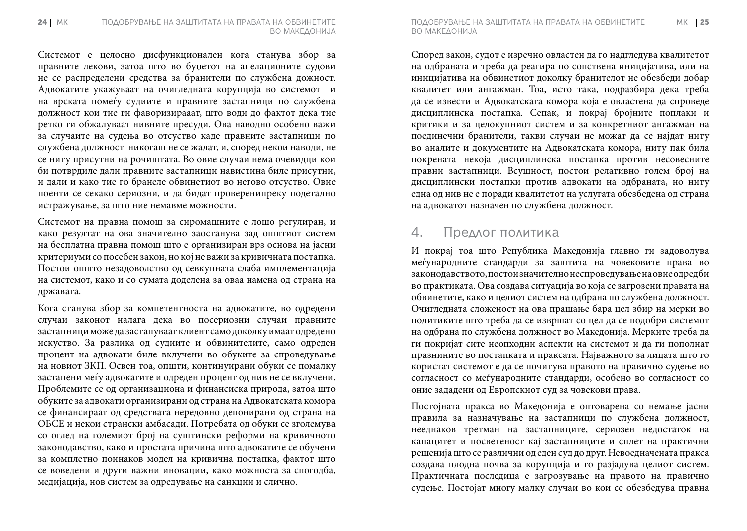Системот е целосно дисфункционален кога станува збор за правните лекови, затоа што во буџетот на апелационите судови не се распределени средства за бранители по службена дожност. Адвокатите укажуваат на очигледната корупција во системот и на врската помеѓу судиите и правните застапници по службена должност кои тие ги фаворизирааат, што води до фактот дека тие ретко ги обжалуваат нивните пресуди. Ова наводно особено важи за случаите на судења во отсуство каде правните застапници по службена должност никогаш не се жалат, и, според некои наводи, не се ниту присутни на рочиштата. Во овие случаи нема очевидци кои би потврдиле дали правните застапници навистина биле присутни, и дали и како тие го бранеле обвинетиот во негово отсуство. Овие поенти се секако сериозни, и да бидат проверенипреку подетално истражување, за што ние немавме можности.

Системот на правна помош за сиромашните е лошо регулиран, и како резултат на ова значително заостанува зад општиот систем на бесплатна правна помош што е организиран врз основа на јасни критериуми со посебен закон, но кој не важи за кривичната постапка. Постои општо незадоволство од севкупната слаба имплементација на системот, како и со сумата доделена за оваа намена од страна на државата.

Кога станува збор за компетентноста на адвокатите, во одредени случаи законот налага дека во посериозни случаи правните застапници може да застапуваат клиент само доколку имаат одредено искуство. За разлика од судиите и обвинителите, само одреден процент на адвокати биле вклучени во обуките за спроведување на новиот ЗКП. Освен тоа, општи, континуирани обуки се помалку застапени меѓу адвокатите и одреден процент од нив не се вклучени. Проблемите се од организациона и финансиска природа, затоа што обуките за адвокати организирани од страна на Адвокатската комора се финансираат од средствата нередовно депонирани од страна на ОБСЕ и некои странски амбасади. Потребата од обуки се зголемува со оглед на големиот број на суштински реформи на кривичното законодавство, како и простата причина што адвокатите се обучени за комплетно поинаков модел на кривична постапка, фактот што се воведени и други важни иновации, како можноста за спогодба, медијација, нов систем за одредување на санкции и слично.

Според закон, судот е изречно овластен да го надгледува квалитетот на одбраната и треба да реагира по сопствена иницијатива, или на иницијатива на обвинетиот доколку бранителот не обезбеди добар квалитет или ангажман. Тоа, исто така, подразбира дека треба да се извести и Адвокатската комора која е овластена да спроведе дисциплинска постапка. Сепак, и покрај бројните поплаки и критики и за целокупниот систем и за конкретниот ангажман на поединечни бранители, такви случаи не можат да се најдат ниту во аналите и документите на Адвокатската комора, ниту пак била покрената некоја дисциплинска постапка против несовесните правни застапници. Всушност, постои релативно голем број на дисциплински постапки против адвокати на одбраната, но ниту една од нив не е поради квалитетот на услугата обезбедена од страна на адвокатот назначен по службена должност.

## 4. Предлог политика

И покрај тоа што Република Македонија главно ги задоволува меѓународните стандарди за заштита на човековите права во законодавството, постои значително неспроведување на овие одредби во практиката. Ова создава ситуација во која се загрозени правата на обвинетите, како и целиот систем на одбрана по службена должност. Очигледната сложеност на ова прашање бара цел збир на мерки во политиките што треба да се извршат со цел да се подобри системот на одбрана по службена должност во Македонија. Мерките треба да ги покријат сите неопходни аспекти на системот и да ги пополнат празнините во постапката и праксата. Најважното за лицата што го користат системот е да се почитува правото на правично судење во согласност со меѓународните стандарди, особено во согласност со оние зададени од Европскиот суд за човекови права.

Постојната пракса во Македонија е оптоварена со немање јасни правила за назначување на застапници по службена должност, нееднаков третман на застапниците, сериозен недостаток на капацитет и посветеност кај застапниците и сплет на практични решенија што се различни од еден суд до друг. Невоеднаечената пракса создава плодна почва за корупција и го разјадува целиот систем. Практичната последица е загрозување на правото на правично судење. Постојат многу малку случаи во кои се обезбедува правна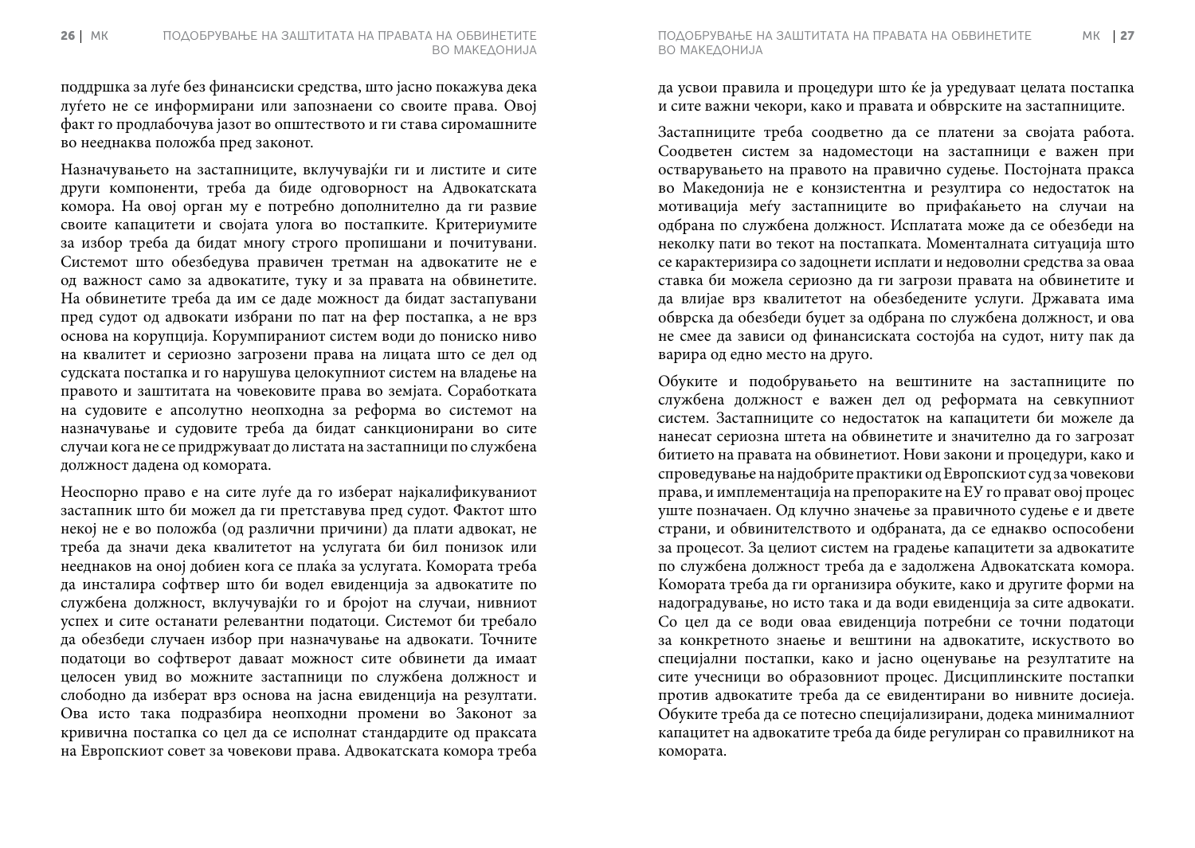поддршка за луѓе без финансиски средства, што јасно покажува дека луѓето не се информирани или запознаени со своите права. Овој факт го продлабочува јазот во општеството и ги става сиромашните во нееднаква положба пред законот.

Назначувањето на застапниците, вклучувајќи ги и листите и сите други компоненти, треба да биде одговорност на Адвокатската комора. На овој орган му е потребно дополнително да ги развие своите капацитети и својата улога во постапките. Критериумите за избор треба да бидат многу строго пропишани и почитувани. Системот што обезбедува правичен третман на адвокатите не е од важност само за адвокатите, туку и за правата на обвинетите. На обвинетите треба да им се даде можност да бидат застапувани пред судот од адвокати избрани по пат на фер постапка, а не врз основа на корупција. Корумпираниот систем води до пониско ниво на квалитет и сериозно загрозени права на лицата што се дел од судската постапка и го нарушува целокупниот систем на владеење на правото и заштитата на човековите права во земјата. Соработката на судовите е апсолутно неопходна за реформа во системот на назначување и судовите треба да бидат санкционирани во сите случаи кога не се придржуваат до листата на застапници по службена должност дадена од комората.

Неоспорно право е на сите луѓе да го изберат најквалификуваниот застапник што би можел да ги претставува пред судот. Фактот што некој не е во положба (од различни причини) да плати адвокат, не треба да значи дека квалитетот на услугата би бил понизок или нееднаков на оној добиен кога се плаќа за услугата. Комората треба да инсталира софтвер што би водел евиденција за адвокатите по службена должност, вклучувајќи го и бројот на случаи, нивниот успех и сите останати релевантни податоци. Системот би требало да обезбеди случаен избор при назначување на адвокати. Точните податоци во софтверот даваат можност сите обвинети да имаат целосен увид во можните застапници по службена должност и слободно да изберат врз основа на јасна евиденција на резултати. Ова исто така подразбира неопходни промени во Законот за кривична постапка со цел да се исполнат стандардите од праксата на Европскиот совет за човекови права. Адвокатската комора треба да усвои правила и процедури што ќе ја уредуваат целата постапка и сите важни чекори, како и правата и обврските на застапниците.

Застапниците треба соодветно да се платени за својата работа. Соодветен систем за надоместоци на застапници е важен при остварувањето на правото на правично судење. Постојната пракса во Македонија не е конзистентна и резултира со недостаток на мотивација меѓу застапниците во прифаќањето на случаи на одбрана по службена должност. Исплатата може да се обезбеди на неколку пати во текот на постапката. Моменталната ситуација што се карактеризира со задоцнети исплати и недоволни средства за оваа ставка би можела сериозно да ги загрози правата на обвинетите и да влијае врз квалитетот на обезбедените услуги. Државата има обврска да обезбеди буџет за одбрана по службена должност, и ова не смее да зависи од финансиската состојба на судот, ниту пак да варира од едно место на друго.

Обуките и подобрувањето на вештините на застапниците по службена должност е важен дел од реформата на севкупниот систем. Застапниците со недостаток на капацитети би можеле да нанесат сериозна штета на обвинетите и значително да го загрозат битието на правата на обвинетиот. Нови закони и процедури, како и спроведување на најдобрите практики од Европскиот суд за човекови права, и имплементација на препораките на ЕУ го прават овој процес уште позначаен. Од клучно значење за правичното судење е и двете страни, и обвинителството и одбраната, да се еднакво оспособени за процесот. За целиот систем на градење капацитети за адвокатите по службена должност треба да е задолжена Адвокатската комора. Комората треба да ги организира обуките, како и другите форми на надоградување, но исто така и да води евиденција за сите адвокати. Со цел да се води оваа евиденција потребни се точни податоци за конкретното знаење и вештини на адвокатите, искуството во специјални постапки, како и јасно оценување на резултатите на сите учесници во образовниот процес. Дисциплинските постапки против адвокатите треба да се евидентирани во нивните досиеја. Обуките треба да се потесно специјализирани, додека минималниот капацитет на адвокатите треба да биде регулиран со правилникот на комората.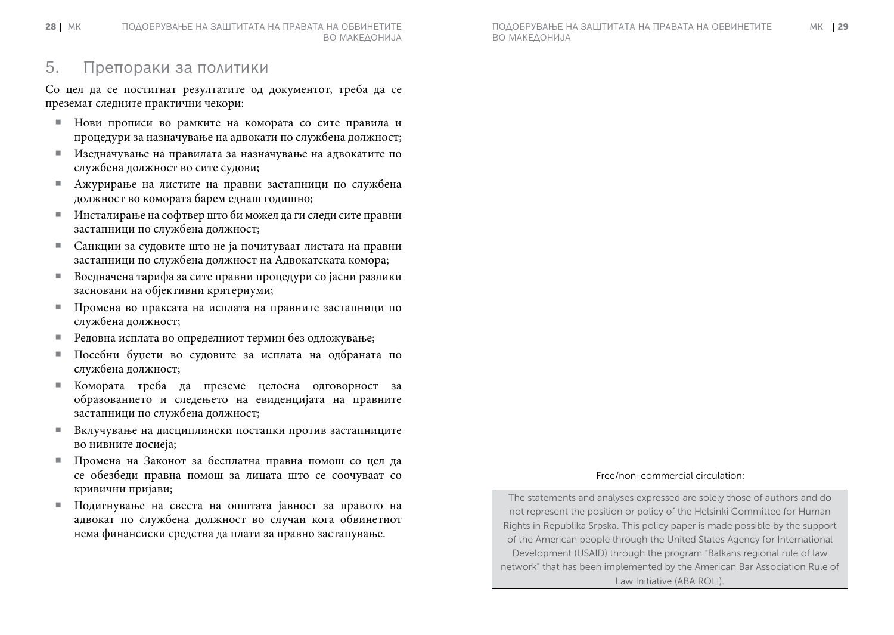## 5. Препораки за политики

Со цел да се постигнат резултатите од документот, треба да се преземат следните практични чекори:

- Нови прописи во рамките на комората со сите правила и процедури за назначување на адвокати по службена должност;
- Изедначување на правилата за назначување на адвокатите по службена должност во сите судови;
- Ажурирање на листите на правни застапници по службена должност во комората барем еднаш годишно;
- Инсталирање на софтвер што би можел да ги следи сите правни застапници по службена должност;
- Санкции за судовите што не ја почитуваат листата на правни застапници по службена должност на Адвокатската комора;
- Воедначена тарифа за сите правни процедури со јасни разлики засновани на објективни критериуми;
- Промена во праксата на исплата на правните застапници по службена должност;
- Редовна исплата во определниот термин без одложување;
- Посебни буџети во судовите за исплата на одбраната по службена должност;
- Комората треба да преземе целосна одговорност за образованието и следењето на евиденцијата на правните застапници по службена должност;
- Вклучување на дисциплински постапки против застапниците во нивните досиеја;
- Промена на Законот за бесплатна правна помош со цел да се обезбеди правна помош за лицата што се соочуваат со кривични пријави;
- Подигнување на свеста на општата јавност за правото на адвокат по службена должност во случаи кога обвинетиот нема финансиски средства да плати за правно застапување.

Free/non-commercial circulation:

The statements and analyses expressed are solely those of authors and do not represent the position or policy of the Helsinki Committee for Human Rights in Republika Srpska. This policy paper is made possible by the support of the American people through the United States Agency for International Development (USAID) through the program "Balkans regional rule of law network" that has been implemented by the American Bar Association Rule of Law Initiative (ABA ROLI).